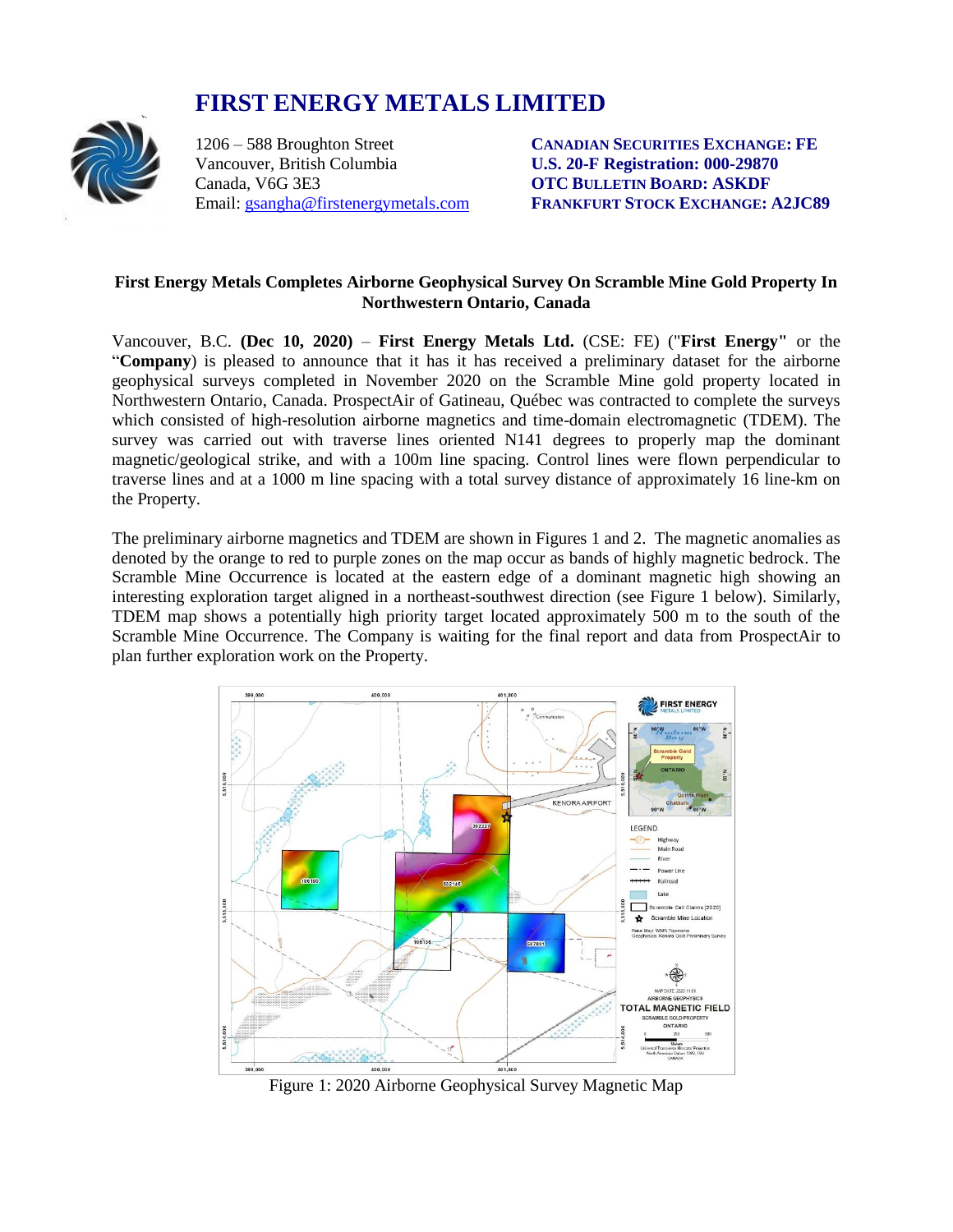# FIRST ENERGY METALS LIMITED

1206 – 588 Broughton Street
Vancouver, British Columbia
Canada, V6G 3E3
Email: gsangha@firstenergymetals.com

**CANADIAN SECURITIES EXCHANGE: FE**
**U.S. 20-F Registration: 000-29870**
**OTC BULLETIN BOARD: ASKDF**
**FRANKFURT STOCK EXCHANGE: A2JC89**

## First Energy Metals Completes Airborne Geophysical Survey On Scramble Mine Gold Property In Northwestern Ontario, Canada

Vancouver, B.C. **(Dec 10, 2020)** – **First Energy Metals Ltd.** (CSE: FE) ("**First Energy"** or the "**Company**) is pleased to announce that it has it has received a preliminary dataset for the airborne geophysical surveys completed in November 2020 on the Scramble Mine gold property located in Northwestern Ontario, Canada. ProspectAir of Gatineau, Québec was contracted to complete the surveys which consisted of high-resolution airborne magnetics and time-domain electromagnetic (TDEM). The survey was carried out with traverse lines oriented N141 degrees to properly map the dominant magnetic/geological strike, and with a 100m line spacing. Control lines were flown perpendicular to traverse lines and at a 1000 m line spacing with a total survey distance of approximately 16 line-km on the Property.

The preliminary airborne magnetics and TDEM are shown in Figures 1 and 2. The magnetic anomalies as denoted by the orange to red to purple zones on the map occur as bands of highly magnetic bedrock. The Scramble Mine Occurrence is located at the eastern edge of a dominant magnetic high showing an interesting exploration target aligned in a northeast-southwest direction (see Figure 1 below). Similarly, TDEM map shows a potentially high priority target located approximately 500 m to the south of the Scramble Mine Occurrence. The Company is waiting for the final report and data from ProspectAir to plan further exploration work on the Property.

Figure 1: 2020 Airborne Geophysical Survey Magnetic Map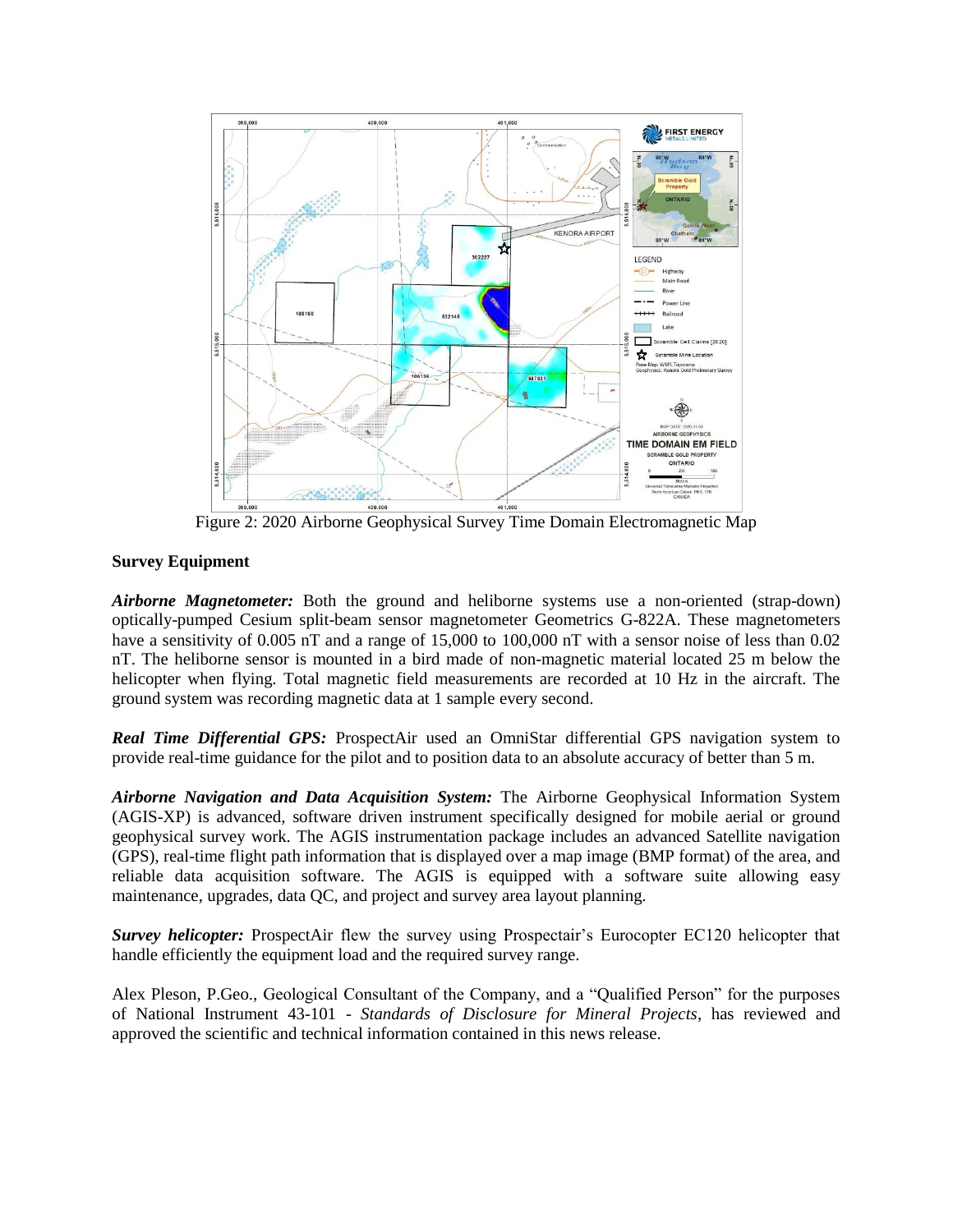Figure 2: 2020 Airborne Geophysical Survey Time Domain Electromagnetic Map

**Survey Equipment**

***Airborne Magnetometer:*** Both the ground and heliborne systems use a non-oriented (strap-down) optically-pumped Cesium split-beam sensor magnetometer Geometrics G-822A. These magnetometers have a sensitivity of 0.005 nT and a range of 15,000 to 100,000 nT with a sensor noise of less than 0.02 nT. The heliborne sensor is mounted in a bird made of non-magnetic material located 25 m below the helicopter when flying. Total magnetic field measurements are recorded at 10 Hz in the aircraft. The ground system was recording magnetic data at 1 sample every second.

***Real Time Differential GPS:*** ProspectAir used an OmniStar differential GPS navigation system to provide real-time guidance for the pilot and to position data to an absolute accuracy of better than 5 m.

***Airborne Navigation and Data Acquisition System:*** The Airborne Geophysical Information System (AGIS-XP) is advanced, software driven instrument specifically designed for mobile aerial or ground geophysical survey work. The AGIS instrumentation package includes an advanced Satellite navigation (GPS), real-time flight path information that is displayed over a map image (BMP format) of the area, and reliable data acquisition software. The AGIS is equipped with a software suite allowing easy maintenance, upgrades, data QC, and project and survey area layout planning.

***Survey helicopter:*** ProspectAir flew the survey using Prospectair's Eurocopter EC120 helicopter that handle efficiently the equipment load and the required survey range.

Alex Pleson, P.Geo., Geological Consultant of the Company, and a "Qualified Person" for the purposes of National Instrument 43-101 - *Standards of Disclosure for Mineral Projects*, has reviewed and approved the scientific and technical information contained in this news release.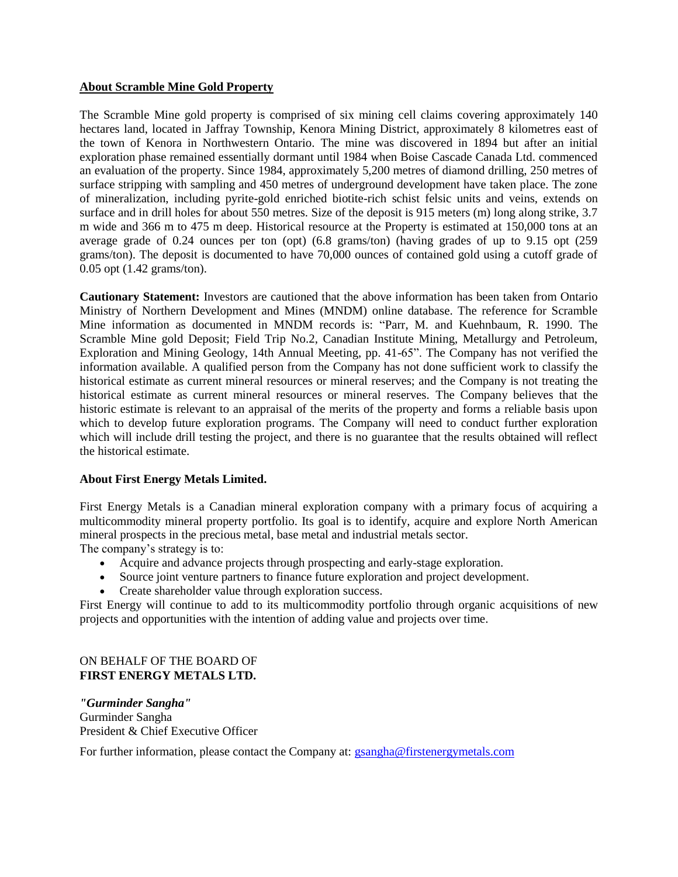## About Scramble Mine Gold Property

The Scramble Mine gold property is comprised of six mining cell claims covering approximately 140 hectares land, located in Jaffray Township, Kenora Mining District, approximately 8 kilometres east of the town of Kenora in Northwestern Ontario. The mine was discovered in 1894 but after an initial exploration phase remained essentially dormant until 1984 when Boise Cascade Canada Ltd. commenced an evaluation of the property. Since 1984, approximately 5,200 metres of diamond drilling, 250 metres of surface stripping with sampling and 450 metres of underground development have taken place. The zone of mineralization, including pyrite-gold enriched biotite-rich schist felsic units and veins, extends on surface and in drill holes for about 550 metres. Size of the deposit is 915 meters (m) long along strike, 3.7 m wide and 366 m to 475 m deep. Historical resource at the Property is estimated at 150,000 tons at an average grade of 0.24 ounces per ton (opt) (6.8 grams/ton) (having grades of up to 9.15 opt (259 grams/ton). The deposit is documented to have 70,000 ounces of contained gold using a cutoff grade of 0.05 opt (1.42 grams/ton).

**Cautionary Statement:** Investors are cautioned that the above information has been taken from Ontario Ministry of Northern Development and Mines (MNDM) online database. The reference for Scramble Mine information as documented in MNDM records is: "Parr, M. and Kuehnbaum, R. 1990. The Scramble Mine gold Deposit; Field Trip No.2, Canadian Institute Mining, Metallurgy and Petroleum, Exploration and Mining Geology, 14th Annual Meeting, pp. 41-65". The Company has not verified the information available. A qualified person from the Company has not done sufficient work to classify the historical estimate as current mineral resources or mineral reserves; and the Company is not treating the historical estimate as current mineral resources or mineral reserves. The Company believes that the historic estimate is relevant to an appraisal of the merits of the property and forms a reliable basis upon which to develop future exploration programs. The Company will need to conduct further exploration which will include drill testing the project, and there is no guarantee that the results obtained will reflect the historical estimate.

**About First Energy Metals Limited.**

First Energy Metals is a Canadian mineral exploration company with a primary focus of acquiring a multicommodity mineral property portfolio. Its goal is to identify, acquire and explore North American mineral prospects in the precious metal, base metal and industrial metals sector.
The company's strategy is to:

- Acquire and advance projects through prospecting and early-stage exploration.
- Source joint venture partners to finance future exploration and project development.
- Create shareholder value through exploration success.

First Energy will continue to add to its multicommodity portfolio through organic acquisitions of new projects and opportunities with the intention of adding value and projects over time.

ON BEHALF OF THE BOARD OF
**FIRST ENERGY METALS LTD.**

***"Gurminder Sangha"***
Gurminder Sangha
President & Chief Executive Officer

For further information, please contact the Company at: gsangha@firstenergymetals.com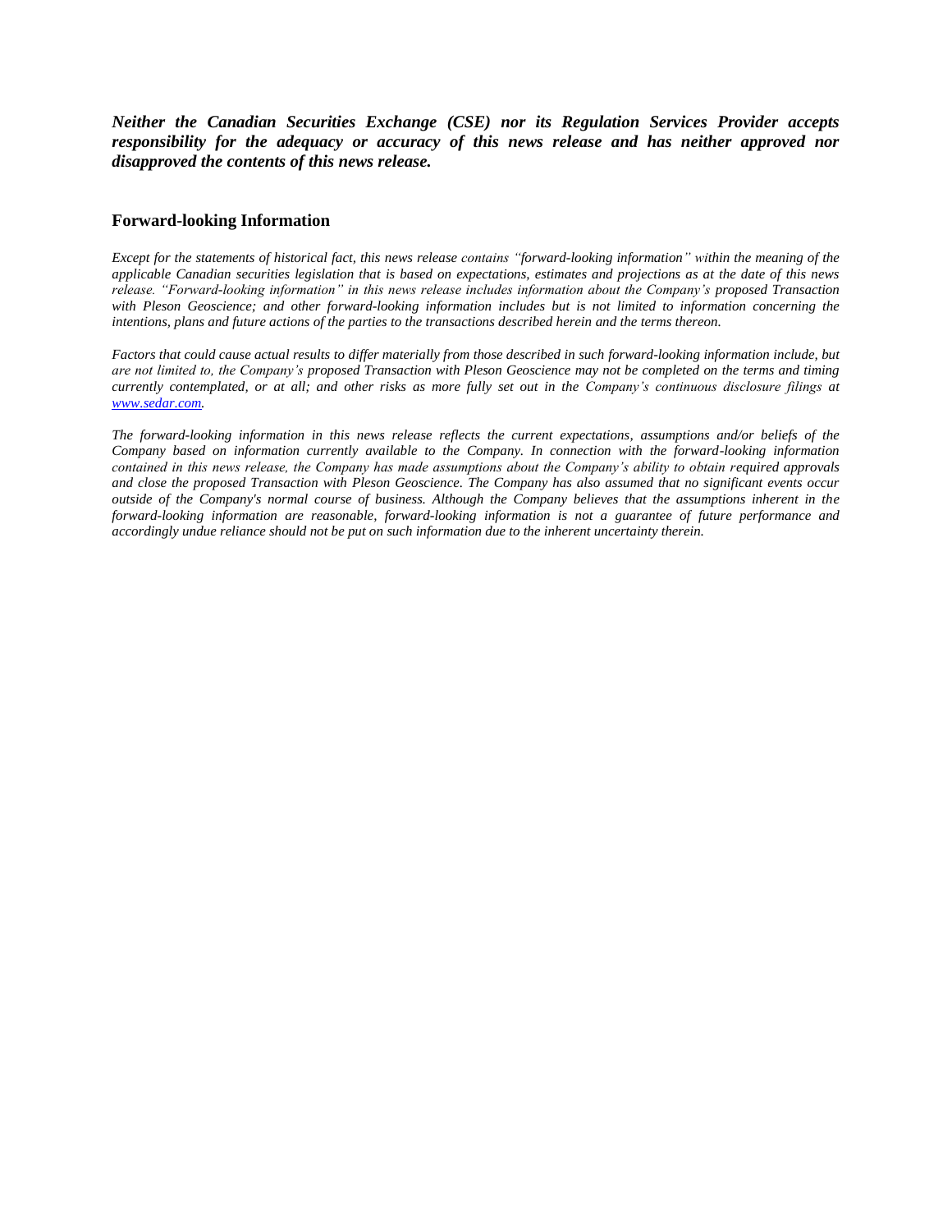***Neither the Canadian Securities Exchange (CSE) nor its Regulation Services Provider accepts responsibility for the adequacy or accuracy of this news release and has neither approved nor disapproved the contents of this news release.***

## Forward-looking Information

*Except for the statements of historical fact, this news release contains "forward-looking information" within the meaning of the applicable Canadian securities legislation that is based on expectations, estimates and projections as at the date of this news release. "Forward-looking information" in this news release includes information about the Company's proposed Transaction with Pleson Geoscience; and other forward-looking information includes but is not limited to information concerning the intentions, plans and future actions of the parties to the transactions described herein and the terms thereon.*

*Factors that could cause actual results to differ materially from those described in such forward-looking information include, but are not limited to, the Company's proposed Transaction with Pleson Geoscience may not be completed on the terms and timing currently contemplated, or at all; and other risks as more fully set out in the Company's continuous disclosure filings at [www.sedar.com](www.sedar.com).*

*The forward-looking information in this news release reflects the current expectations, assumptions and/or beliefs of the Company based on information currently available to the Company. In connection with the forward-looking information contained in this news release, the Company has made assumptions about the Company's ability to obtain required approvals and close the proposed Transaction with Pleson Geoscience. The Company has also assumed that no significant events occur outside of the Company's normal course of business. Although the Company believes that the assumptions inherent in the forward-looking information are reasonable, forward-looking information is not a guarantee of future performance and accordingly undue reliance should not be put on such information due to the inherent uncertainty therein.*